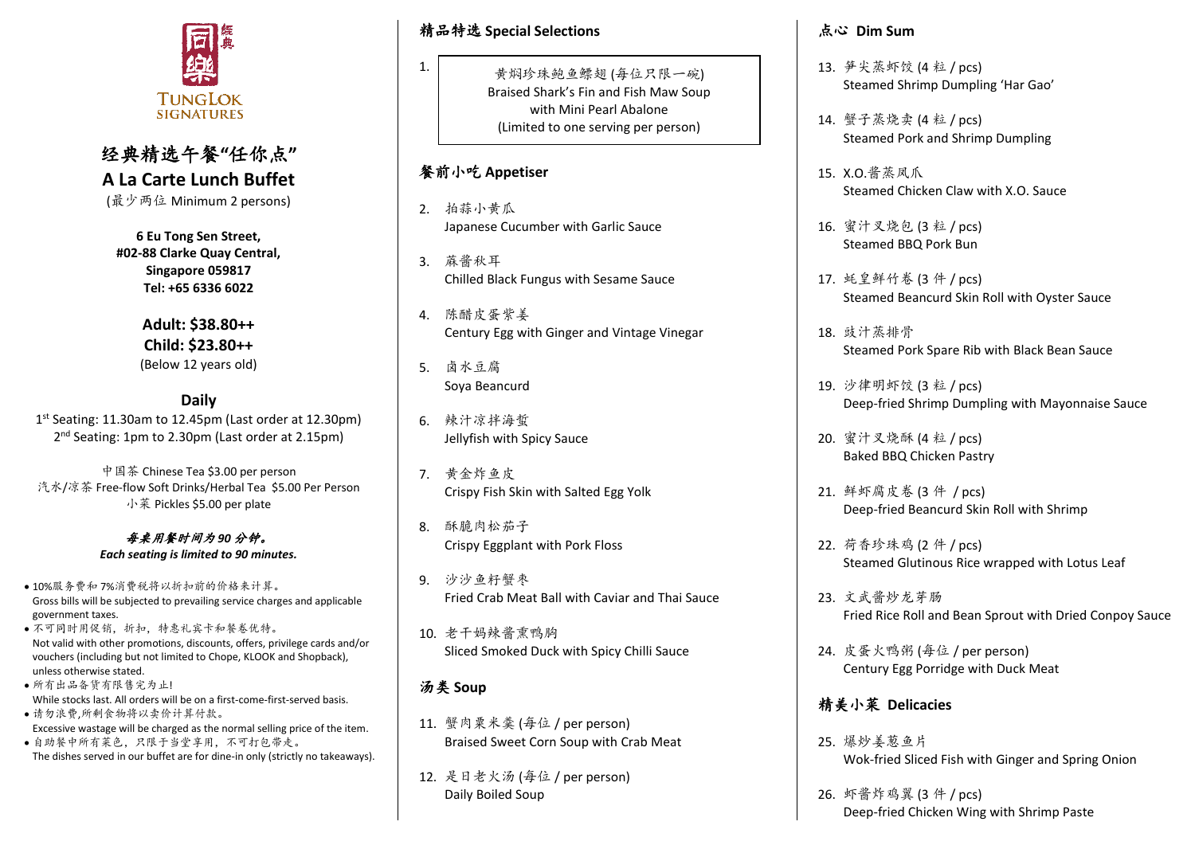同乐 经典

TUNGLOK SIGNATURES

# 经典精选午餐"任你点"
# A La Carte Lunch Buffet

(最少两位 Minimum 2 persons)

**6 Eu Tong Sen Street,**
**#02-88 Clarke Quay Central,**
**Singapore 059817**
**Tel: +65 6336 6022**

**Adult: $38.80++**
**Child: $23.80++**
(Below 12 years old)

## Daily

1st Seating: 11.30am to 12.45pm (Last order at 12.30pm)
2nd Seating: 1pm to 2.30pm (Last order at 2.15pm)

中国茶 Chinese Tea $3.00 per person
汽水/凉茶 Free-flow Soft Drinks/Herbal Tea $5.00 Per Person
小菜 Pickles $5.00 per plate

***每桌用餐时间为 90 分钟。***
***Each seating is limited to 90 minutes.***

- 10%服务费和 7%消费税将以折扣前的价格来计算。
  Gross bills will be subjected to prevailing service charges and applicable government taxes.
- 不可同时用促销，折扣，特惠礼宾卡和餐卷优待。
  Not valid with other promotions, discounts, offers, privilege cards and/or vouchers (including but not limited to Chope, KLOOK and Shopback), unless otherwise stated.
- 所有出品备货有限售完为止!
  While stocks last. All orders will be on a first-come-first-served basis.
- 请勿浪费,所剩食物将以卖价计算付款。
  Excessive wastage will be charged as the normal selling price of the item.
- 自助餐中所有菜色，只限于当堂享用，不可打包带走。
  The dishes served in our buffet are for dine-in only (strictly no takeaways).

## 精品特选 Special Selections

1. 黄焖珍珠鲍鱼鳔翅 (每位只限一碗)
   Braised Shark's Fin and Fish Maw Soup
   with Mini Pearl Abalone
   (Limited to one serving per person)

## 餐前小吃 Appetiser

2. 拍蒜小黄瓜
   Japanese Cucumber with Garlic Sauce
3. 麻酱秋耳
   Chilled Black Fungus with Sesame Sauce
4. 陈醋皮蛋紫姜
   Century Egg with Ginger and Vintage Vinegar
5. 卤水豆腐
   Soya Beancurd
6. 辣汁凉拌海蜇
   Jellyfish with Spicy Sauce
7. 黄金炸鱼皮
   Crispy Fish Skin with Salted Egg Yolk
8. 酥脆肉松茄子
   Crispy Eggplant with Pork Floss
9. 沙沙鱼籽蟹枣
   Fried Crab Meat Ball with Caviar and Thai Sauce
10. 老干妈辣酱熏鸭胸
    Sliced Smoked Duck with Spicy Chilli Sauce

## 汤类 Soup

11. 蟹肉粟米羹 (每位 / per person)
    Braised Sweet Corn Soup with Crab Meat
12. 是日老火汤 (每位 / per person)
    Daily Boiled Soup

## 点心 Dim Sum

13. 笋尖蒸虾饺 (4 粒 / pcs)
    Steamed Shrimp Dumpling 'Har Gao'
14. 蟹子蒸烧卖 (4 粒 / pcs)
    Steamed Pork and Shrimp Dumpling
15. X.O.酱蒸凤爪
    Steamed Chicken Claw with X.O. Sauce
16. 蜜汁叉烧包 (3 粒 / pcs)
    Steamed BBQ Pork Bun
17. 蚝皇鲜竹卷 (3 件 / pcs)
    Steamed Beancurd Skin Roll with Oyster Sauce
18. 豉汁蒸排骨
    Steamed Pork Spare Rib with Black Bean Sauce
19. 沙律明虾饺 (3 粒 / pcs)
    Deep-fried Shrimp Dumpling with Mayonnaise Sauce
20. 蜜汁叉烧酥 (4 粒 / pcs)
    Baked BBQ Chicken Pastry
21. 鲜虾腐皮卷 (3 件 / pcs)
    Deep-fried Beancurd Skin Roll with Shrimp
22. 荷香珍珠鸡 (2 件 / pcs)
    Steamed Glutinous Rice wrapped with Lotus Leaf
23. 文武酱炒龙芽肠
    Fried Rice Roll and Bean Sprout with Dried Conpoy Sauce
24. 皮蛋火鸭粥 (每位 / per person)
    Century Egg Porridge with Duck Meat

## 精美小菜 Delicacies

25. 爆炒姜葱鱼片
    Wok-fried Sliced Fish with Ginger and Spring Onion
26. 虾酱炸鸡翼 (3 件 / pcs)
    Deep-fried Chicken Wing with Shrimp Paste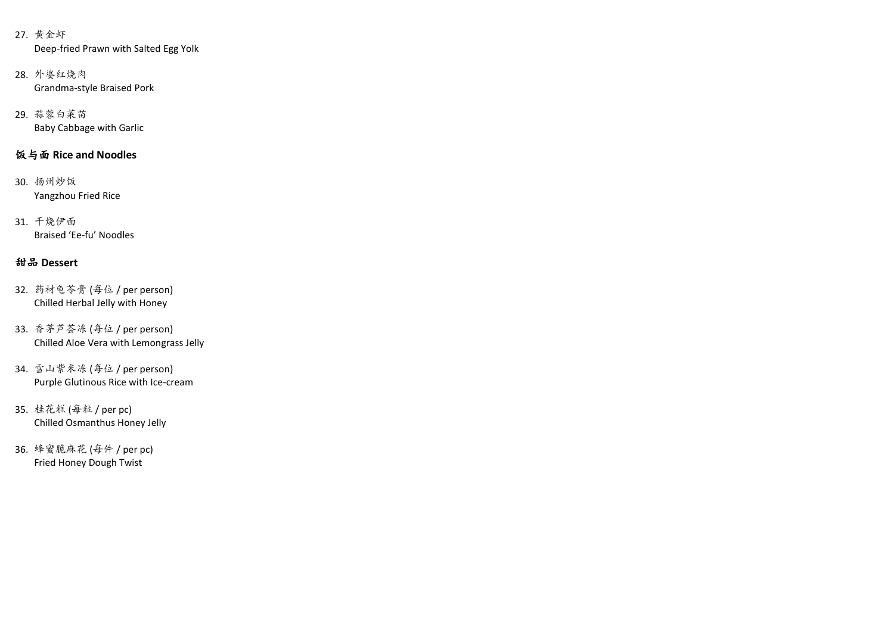27. 黄金虾
    Deep-fried Prawn with Salted Egg Yolk

28. 外婆红烧肉
    Grandma-style Braised Pork

29. 蒜蓉白菜苗
    Baby Cabbage with Garlic

## 饭与面 Rice and Noodles

30. 扬州炒饭
    Yangzhou Fried Rice

31. 干烧伊面
    Braised 'Ee-fu' Noodles

## 甜品 Dessert

32. 药材龟苓膏 (每位 / per person)
    Chilled Herbal Jelly with Honey

33. 香茅芦荟冻 (每位 / per person)
    Chilled Aloe Vera with Lemongrass Jelly

34. 雪山紫米冻 (每位 / per person)
    Purple Glutinous Rice with Ice-cream

35. 桂花糕 (每粒 / per pc)
    Chilled Osmanthus Honey Jelly

36. 蜂蜜脆麻花 (每件 / per pc)
    Fried Honey Dough Twist